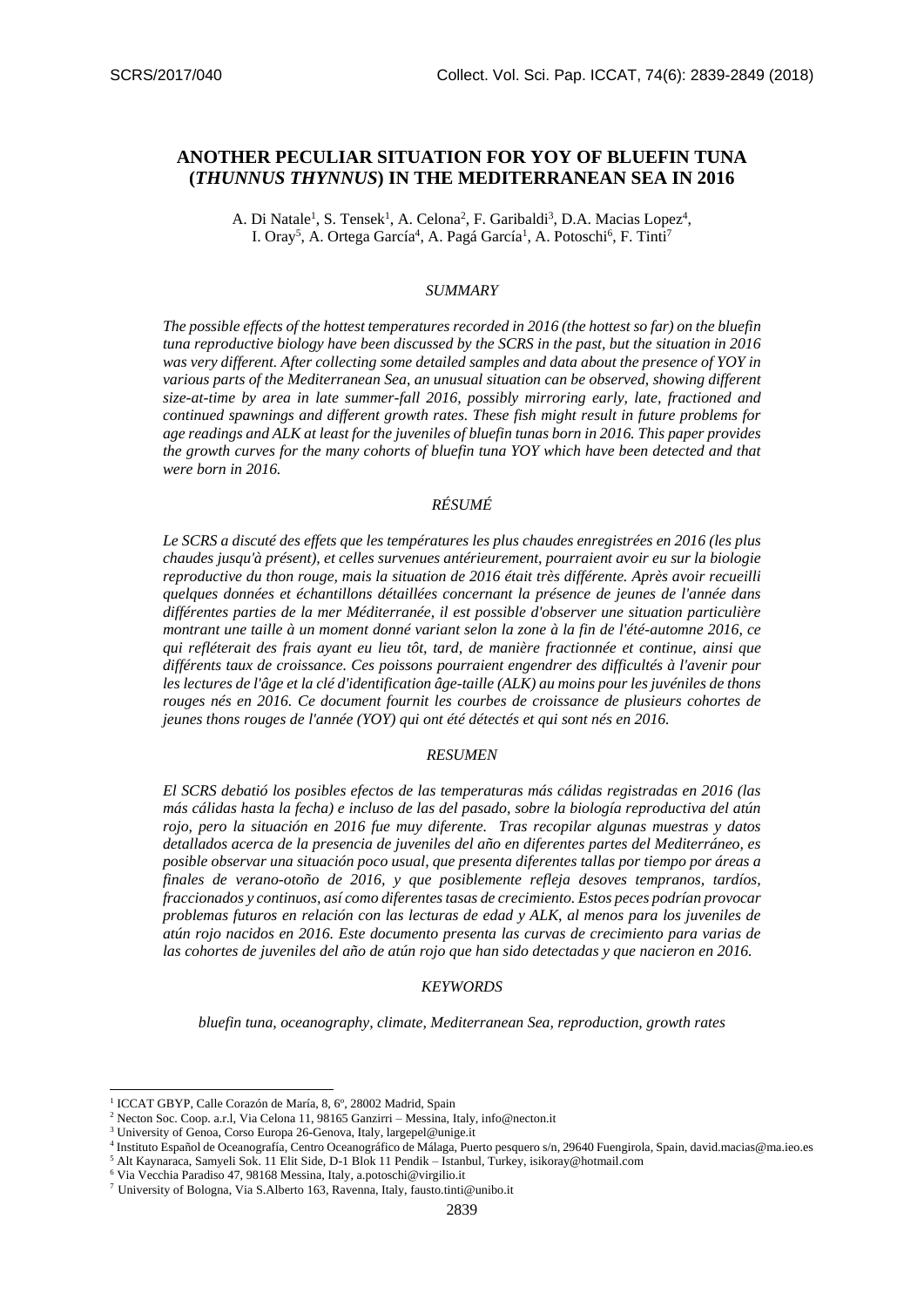# ANOTHER PECULIAR SITUATION FOR YOY OF BLUEFIN TUNA (*THUNNUS THYNNUS*) IN THE MEDITERRANEAN SEA IN 2016

A. Di Natale[1], S. Tensek[1], A. Celona[2], F. Garibaldi[3], D.A. Macias Lopez[4], I. Oray[5], A. Ortega García[4], A. Pagá García[1], A. Potoschi[6], F. Tinti[7]

## *SUMMARY*

*The possible effects of the hottest temperatures recorded in 2016 (the hottest so far) on the bluefin tuna reproductive biology have been discussed by the SCRS in the past, but the situation in 2016 was very different. After collecting some detailed samples and data about the presence of YOY in various parts of the Mediterranean Sea, an unusual situation can be observed, showing different size-at-time by area in late summer-fall 2016, possibly mirroring early, late, fractioned and continued spawnings and different growth rates. These fish might result in future problems for age readings and ALK at least for the juveniles of bluefin tunas born in 2016. This paper provides the growth curves for the many cohorts of bluefin tuna YOY which have been detected and that were born in 2016.*

## *RÉSUMÉ*

*Le SCRS a discuté des effets que les températures les plus chaudes enregistrées en 2016 (les plus chaudes jusqu'à présent), et celles survenues antérieurement, pourraient avoir eu sur la biologie reproductive du thon rouge, mais la situation de 2016 était très différente. Après avoir recueilli quelques données et échantillons détaillées concernant la présence de jeunes de l'année dans différentes parties de la mer Méditerranée, il est possible d'observer une situation particulière montrant une taille à un moment donné variant selon la zone à la fin de l'été-automne 2016, ce qui refléterait des frais ayant eu lieu tôt, tard, de manière fractionnée et continue, ainsi que différents taux de croissance. Ces poissons pourraient engendrer des difficultés à l'avenir pour les lectures de l'âge et la clé d'identification âge-taille (ALK) au moins pour les juvéniles de thons rouges nés en 2016. Ce document fournit les courbes de croissance de plusieurs cohortes de jeunes thons rouges de l'année (YOY) qui ont été détectés et qui sont nés en 2016.*

## *RESUMEN*

*El SCRS debatió los posibles efectos de las temperaturas más cálidas registradas en 2016 (las más cálidas hasta la fecha) e incluso de las del pasado, sobre la biología reproductiva del atún rojo, pero la situación en 2016 fue muy diferente. Tras recopilar algunas muestras y datos detallados acerca de la presencia de juveniles del año en diferentes partes del Mediterráneo, es posible observar una situación poco usual, que presenta diferentes tallas por tiempo por áreas a finales de verano-otoño de 2016, y que posiblemente refleja desoves tempranos, tardíos, fraccionados y continuos, así como diferentes tasas de crecimiento. Estos peces podrían provocar problemas futuros en relación con las lecturas de edad y ALK, al menos para los juveniles de atún rojo nacidos en 2016. Este documento presenta las curvas de crecimiento para varias de las cohortes de juveniles del año de atún rojo que han sido detectadas y que nacieron en 2016.*

## *KEYWORDS*

*bluefin tuna, oceanography, climate, Mediterranean Sea, reproduction, growth rates*

---

[1] ICCAT GBYP, Calle Corazón de María, 8, 6º, 28002 Madrid, Spain
[2] Necton Soc. Coop. a.r.l, Via Celona 11, 98165 Ganzirri – Messina, Italy, info@necton.it
[3] University of Genoa, Corso Europa 26-Genova, Italy, largepel@unige.it
[4] Instituto Español de Oceanografía, Centro Oceanográfico de Málaga, Puerto pesquero s/n, 29640 Fuengirola, Spain, david.macias@ma.ieo.es
[5] Alt Kaynaraca, Samyeli Sok. 11 Elit Side, D-1 Blok 11 Pendik – Istanbul, Turkey, isikoray@hotmail.com
[6] Via Vecchia Paradiso 47, 98168 Messina, Italy, a.potoschi@virgilio.it
[7] University of Bologna, Via S.Alberto 163, Ravenna, Italy, fausto.tinti@unibo.it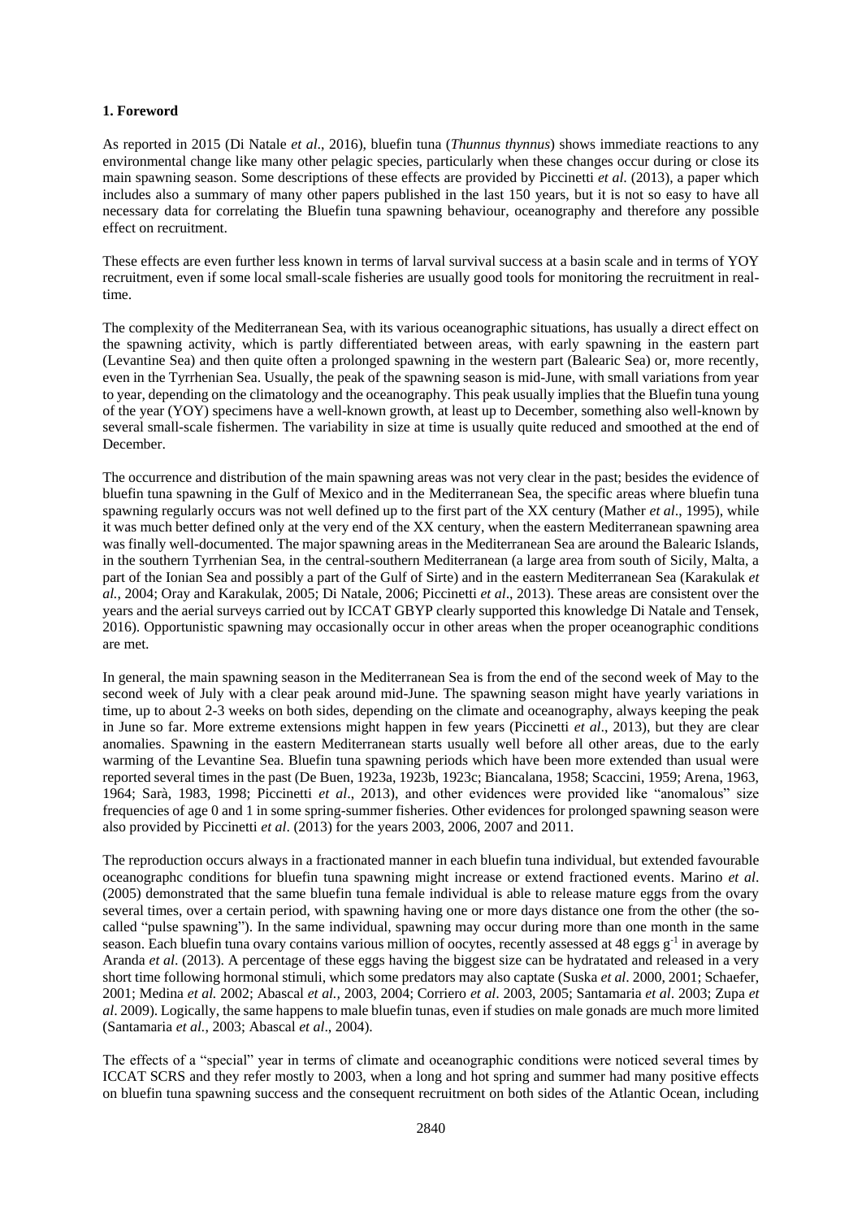**1. Foreword**

As reported in 2015 (Di Natale *et al*., 2016), bluefin tuna (*Thunnus thynnus*) shows immediate reactions to any environmental change like many other pelagic species, particularly when these changes occur during or close its main spawning season. Some descriptions of these effects are provided by Piccinetti *et al.* (2013), a paper which includes also a summary of many other papers published in the last 150 years, but it is not so easy to have all necessary data for correlating the Bluefin tuna spawning behaviour, oceanography and therefore any possible effect on recruitment.

These effects are even further less known in terms of larval survival success at a basin scale and in terms of YOY recruitment, even if some local small-scale fisheries are usually good tools for monitoring the recruitment in real-time.

The complexity of the Mediterranean Sea, with its various oceanographic situations, has usually a direct effect on the spawning activity, which is partly differentiated between areas, with early spawning in the eastern part (Levantine Sea) and then quite often a prolonged spawning in the western part (Balearic Sea) or, more recently, even in the Tyrrhenian Sea. Usually, the peak of the spawning season is mid-June, with small variations from year to year, depending on the climatology and the oceanography. This peak usually implies that the Bluefin tuna young of the year (YOY) specimens have a well-known growth, at least up to December, something also well-known by several small-scale fishermen. The variability in size at time is usually quite reduced and smoothed at the end of December.

The occurrence and distribution of the main spawning areas was not very clear in the past; besides the evidence of bluefin tuna spawning in the Gulf of Mexico and in the Mediterranean Sea, the specific areas where bluefin tuna spawning regularly occurs was not well defined up to the first part of the XX century (Mather *et al*., 1995), while it was much better defined only at the very end of the XX century, when the eastern Mediterranean spawning area was finally well-documented. The major spawning areas in the Mediterranean Sea are around the Balearic Islands, in the southern Tyrrhenian Sea, in the central-southern Mediterranean (a large area from south of Sicily, Malta, a part of the Ionian Sea and possibly a part of the Gulf of Sirte) and in the eastern Mediterranean Sea (Karakulak *et al.*, 2004; Oray and Karakulak, 2005; Di Natale, 2006; Piccinetti *et al*., 2013). These areas are consistent over the years and the aerial surveys carried out by ICCAT GBYP clearly supported this knowledge Di Natale and Tensek, 2016). Opportunistic spawning may occasionally occur in other areas when the proper oceanographic conditions are met.

In general, the main spawning season in the Mediterranean Sea is from the end of the second week of May to the second week of July with a clear peak around mid-June. The spawning season might have yearly variations in time, up to about 2-3 weeks on both sides, depending on the climate and oceanography, always keeping the peak in June so far. More extreme extensions might happen in few years (Piccinetti *et al*., 2013), but they are clear anomalies. Spawning in the eastern Mediterranean starts usually well before all other areas, due to the early warming of the Levantine Sea. Bluefin tuna spawning periods which have been more extended than usual were reported several times in the past (De Buen, 1923a, 1923b, 1923c; Biancalana, 1958; Scaccini, 1959; Arena, 1963, 1964; Sarà, 1983, 1998; Piccinetti *et al*., 2013), and other evidences were provided like "anomalous" size frequencies of age 0 and 1 in some spring-summer fisheries. Other evidences for prolonged spawning season were also provided by Piccinetti *et al*. (2013) for the years 2003, 2006, 2007 and 2011.

The reproduction occurs always in a fractionated manner in each bluefin tuna individual, but extended favourable oceanographc conditions for bluefin tuna spawning might increase or extend fractioned events. Marino *et al*. (2005) demonstrated that the same bluefin tuna female individual is able to release mature eggs from the ovary several times, over a certain period, with spawning having one or more days distance one from the other (the so-called "pulse spawning"). In the same individual, spawning may occur during more than one month in the same season. Each bluefin tuna ovary contains various million of oocytes, recently assessed at 48 eggs $g^{-1}$ in average by Aranda *et al*. (2013). A percentage of these eggs having the biggest size can be hydratated and released in a very short time following hormonal stimuli, which some predators may also captate (Suska *et al*. 2000, 2001; Schaefer, 2001; Medina *et al.* 2002; Abascal *et al.*, 2003, 2004; Corriero *et al*. 2003, 2005; Santamaria *et al*. 2003; Zupa *et al*. 2009). Logically, the same happens to male bluefin tunas, even if studies on male gonads are much more limited (Santamaria *et al.*, 2003; Abascal *et al*., 2004).

The effects of a "special" year in terms of climate and oceanographic conditions were noticed several times by ICCAT SCRS and they refer mostly to 2003, when a long and hot spring and summer had many positive effects on bluefin tuna spawning success and the consequent recruitment on both sides of the Atlantic Ocean, including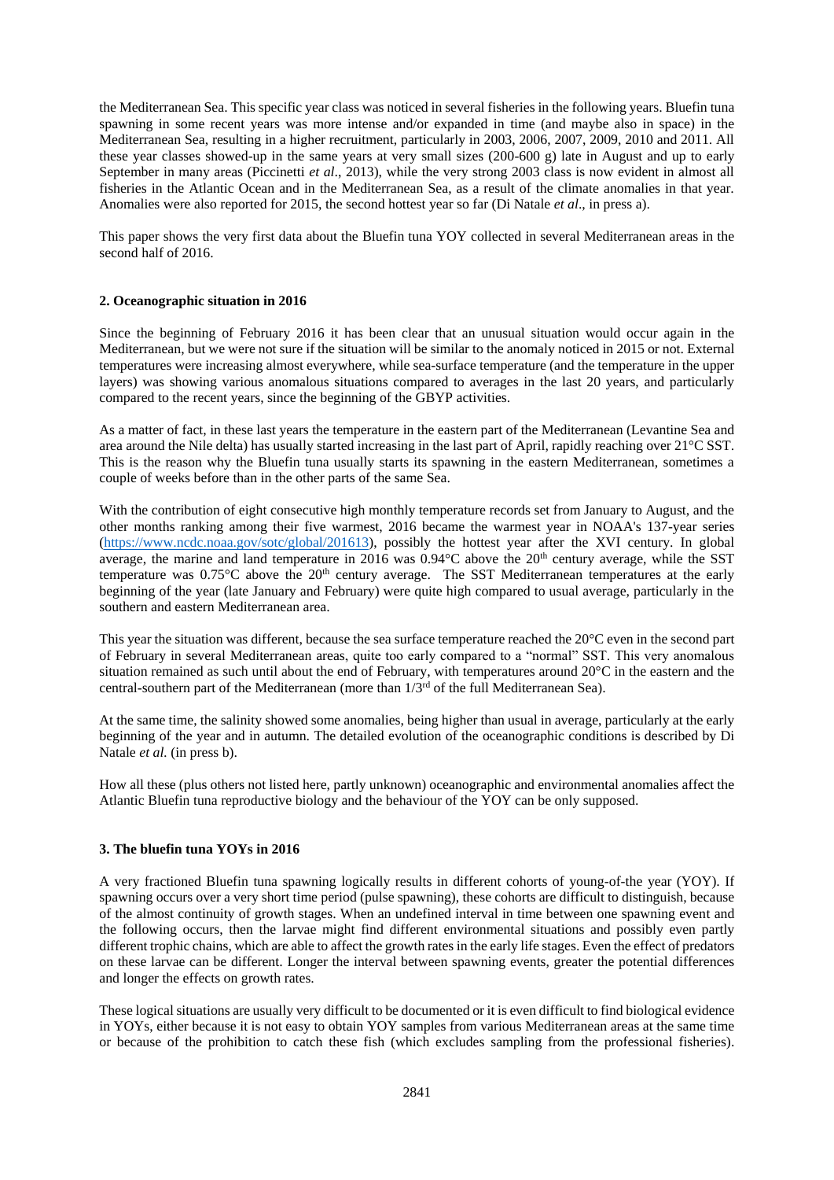the Mediterranean Sea. This specific year class was noticed in several fisheries in the following years. Bluefin tuna spawning in some recent years was more intense and/or expanded in time (and maybe also in space) in the Mediterranean Sea, resulting in a higher recruitment, particularly in 2003, 2006, 2007, 2009, 2010 and 2011. All these year classes showed-up in the same years at very small sizes (200-600 g) late in August and up to early September in many areas (Piccinetti *et al*., 2013), while the very strong 2003 class is now evident in almost all fisheries in the Atlantic Ocean and in the Mediterranean Sea, as a result of the climate anomalies in that year. Anomalies were also reported for 2015, the second hottest year so far (Di Natale *et al*., in press a).

This paper shows the very first data about the Bluefin tuna YOY collected in several Mediterranean areas in the second half of 2016.

## 2. Oceanographic situation in 2016

Since the beginning of February 2016 it has been clear that an unusual situation would occur again in the Mediterranean, but we were not sure if the situation will be similar to the anomaly noticed in 2015 or not. External temperatures were increasing almost everywhere, while sea-surface temperature (and the temperature in the upper layers) was showing various anomalous situations compared to averages in the last 20 years, and particularly compared to the recent years, since the beginning of the GBYP activities.

As a matter of fact, in these last years the temperature in the eastern part of the Mediterranean (Levantine Sea and area around the Nile delta) has usually started increasing in the last part of April, rapidly reaching over 21°C SST. This is the reason why the Bluefin tuna usually starts its spawning in the eastern Mediterranean, sometimes a couple of weeks before than in the other parts of the same Sea.

With the contribution of eight consecutive high monthly temperature records set from January to August, and the other months ranking among their five warmest, 2016 became the warmest year in NOAA's 137-year series (https://www.ncdc.noaa.gov/sotc/global/201613), possibly the hottest year after the XVI century. In global average, the marine and land temperature in 2016 was 0.94°C above the 20th century average, while the SST temperature was 0.75°C above the 20th century average. The SST Mediterranean temperatures at the early beginning of the year (late January and February) were quite high compared to usual average, particularly in the southern and eastern Mediterranean area.

This year the situation was different, because the sea surface temperature reached the 20°C even in the second part of February in several Mediterranean areas, quite too early compared to a "normal" SST. This very anomalous situation remained as such until about the end of February, with temperatures around 20°C in the eastern and the central-southern part of the Mediterranean (more than 1/3rd of the full Mediterranean Sea).

At the same time, the salinity showed some anomalies, being higher than usual in average, particularly at the early beginning of the year and in autumn. The detailed evolution of the oceanographic conditions is described by Di Natale *et al.* (in press b).

How all these (plus others not listed here, partly unknown) oceanographic and environmental anomalies affect the Atlantic Bluefin tuna reproductive biology and the behaviour of the YOY can be only supposed.

## 3. The bluefin tuna YOYs in 2016

A very fractioned Bluefin tuna spawning logically results in different cohorts of young-of-the year (YOY). If spawning occurs over a very short time period (pulse spawning), these cohorts are difficult to distinguish, because of the almost continuity of growth stages. When an undefined interval in time between one spawning event and the following occurs, then the larvae might find different environmental situations and possibly even partly different trophic chains, which are able to affect the growth rates in the early life stages. Even the effect of predators on these larvae can be different. Longer the interval between spawning events, greater the potential differences and longer the effects on growth rates.

These logical situations are usually very difficult to be documented or it is even difficult to find biological evidence in YOYs, either because it is not easy to obtain YOY samples from various Mediterranean areas at the same time or because of the prohibition to catch these fish (which excludes sampling from the professional fisheries).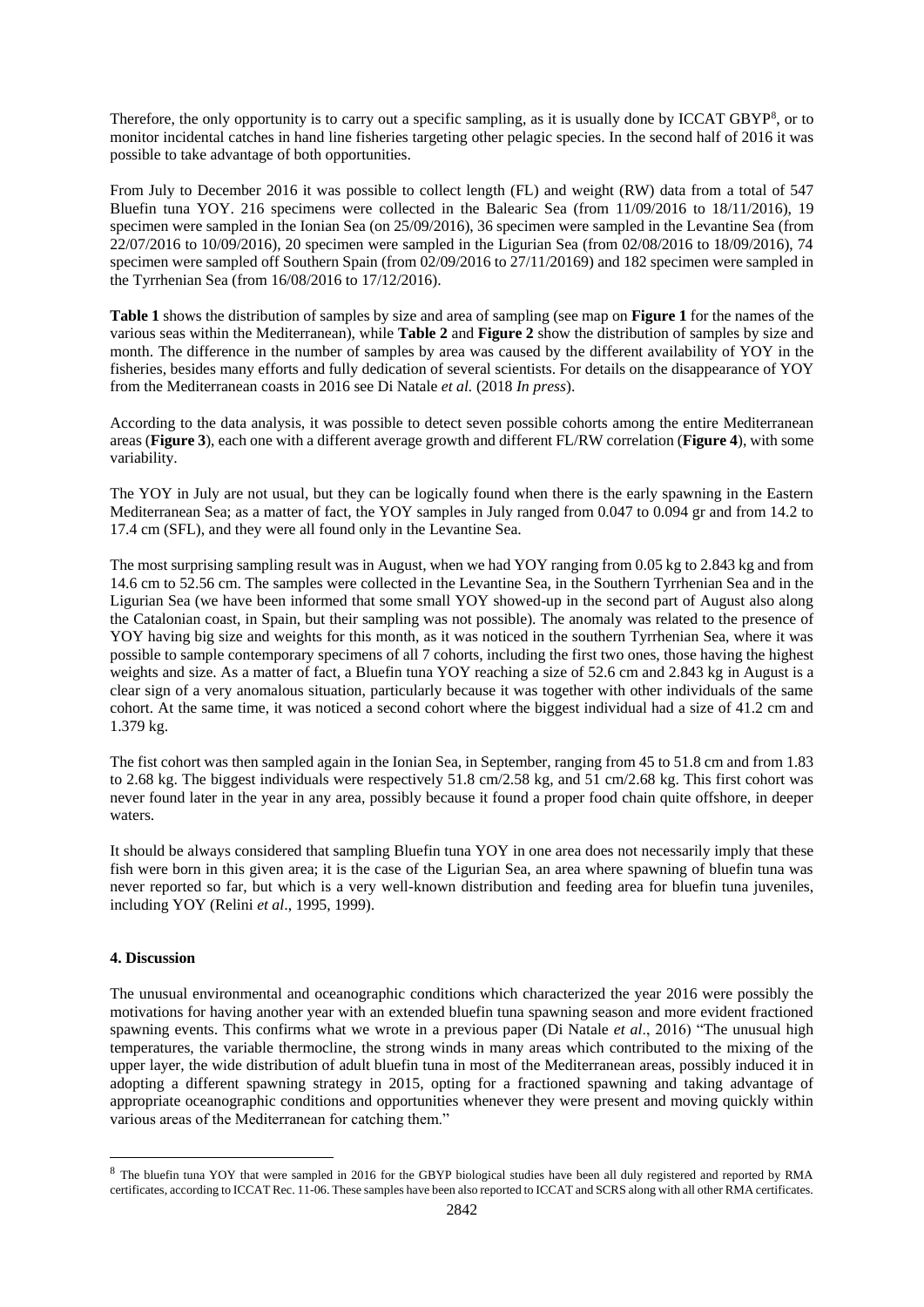Therefore, the only opportunity is to carry out a specific sampling, as it is usually done by ICCAT GBYP[8], or to monitor incidental catches in hand line fisheries targeting other pelagic species. In the second half of 2016 it was possible to take advantage of both opportunities.

From July to December 2016 it was possible to collect length (FL) and weight (RW) data from a total of 547 Bluefin tuna YOY. 216 specimens were collected in the Balearic Sea (from 11/09/2016 to 18/11/2016), 19 specimen were sampled in the Ionian Sea (on 25/09/2016), 36 specimen were sampled in the Levantine Sea (from 22/07/2016 to 10/09/2016), 20 specimen were sampled in the Ligurian Sea (from 02/08/2016 to 18/09/2016), 74 specimen were sampled off Southern Spain (from 02/09/2016 to 27/11/20169) and 182 specimen were sampled in the Tyrrhenian Sea (from 16/08/2016 to 17/12/2016).

**Table 1** shows the distribution of samples by size and area of sampling (see map on **Figure 1** for the names of the various seas within the Mediterranean), while **Table 2** and **Figure 2** show the distribution of samples by size and month. The difference in the number of samples by area was caused by the different availability of YOY in the fisheries, besides many efforts and fully dedication of several scientists. For details on the disappearance of YOY from the Mediterranean coasts in 2016 see Di Natale *et al.* (2018 *In press*).

According to the data analysis, it was possible to detect seven possible cohorts among the entire Mediterranean areas (**Figure 3**), each one with a different average growth and different FL/RW correlation (**Figure 4**), with some variability.

The YOY in July are not usual, but they can be logically found when there is the early spawning in the Eastern Mediterranean Sea; as a matter of fact, the YOY samples in July ranged from 0.047 to 0.094 gr and from 14.2 to 17.4 cm (SFL), and they were all found only in the Levantine Sea.

The most surprising sampling result was in August, when we had YOY ranging from 0.05 kg to 2.843 kg and from 14.6 cm to 52.56 cm. The samples were collected in the Levantine Sea, in the Southern Tyrrhenian Sea and in the Ligurian Sea (we have been informed that some small YOY showed-up in the second part of August also along the Catalonian coast, in Spain, but their sampling was not possible). The anomaly was related to the presence of YOY having big size and weights for this month, as it was noticed in the southern Tyrrhenian Sea, where it was possible to sample contemporary specimens of all 7 cohorts, including the first two ones, those having the highest weights and size. As a matter of fact, a Bluefin tuna YOY reaching a size of 52.6 cm and 2.843 kg in August is a clear sign of a very anomalous situation, particularly because it was together with other individuals of the same cohort. At the same time, it was noticed a second cohort where the biggest individual had a size of 41.2 cm and 1.379 kg.

The fist cohort was then sampled again in the Ionian Sea, in September, ranging from 45 to 51.8 cm and from 1.83 to 2.68 kg. The biggest individuals were respectively 51.8 cm/2.58 kg, and 51 cm/2.68 kg. This first cohort was never found later in the year in any area, possibly because it found a proper food chain quite offshore, in deeper waters.

It should be always considered that sampling Bluefin tuna YOY in one area does not necessarily imply that these fish were born in this given area; it is the case of the Ligurian Sea, an area where spawning of bluefin tuna was never reported so far, but which is a very well-known distribution and feeding area for bluefin tuna juveniles, including YOY (Relini *et al*., 1995, 1999).

## 4. Discussion

The unusual environmental and oceanographic conditions which characterized the year 2016 were possibly the motivations for having another year with an extended bluefin tuna spawning season and more evident fractioned spawning events. This confirms what we wrote in a previous paper (Di Natale *et al*., 2016) "The unusual high temperatures, the variable thermocline, the strong winds in many areas which contributed to the mixing of the upper layer, the wide distribution of adult bluefin tuna in most of the Mediterranean areas, possibly induced it in adopting a different spawning strategy in 2015, opting for a fractioned spawning and taking advantage of appropriate oceanographic conditions and opportunities whenever they were present and moving quickly within various areas of the Mediterranean for catching them."

---

[8] The bluefin tuna YOY that were sampled in 2016 for the GBYP biological studies have been all duly registered and reported by RMA certificates, according to ICCAT Rec. 11-06. These samples have been also reported to ICCAT and SCRS along with all other RMA certificates.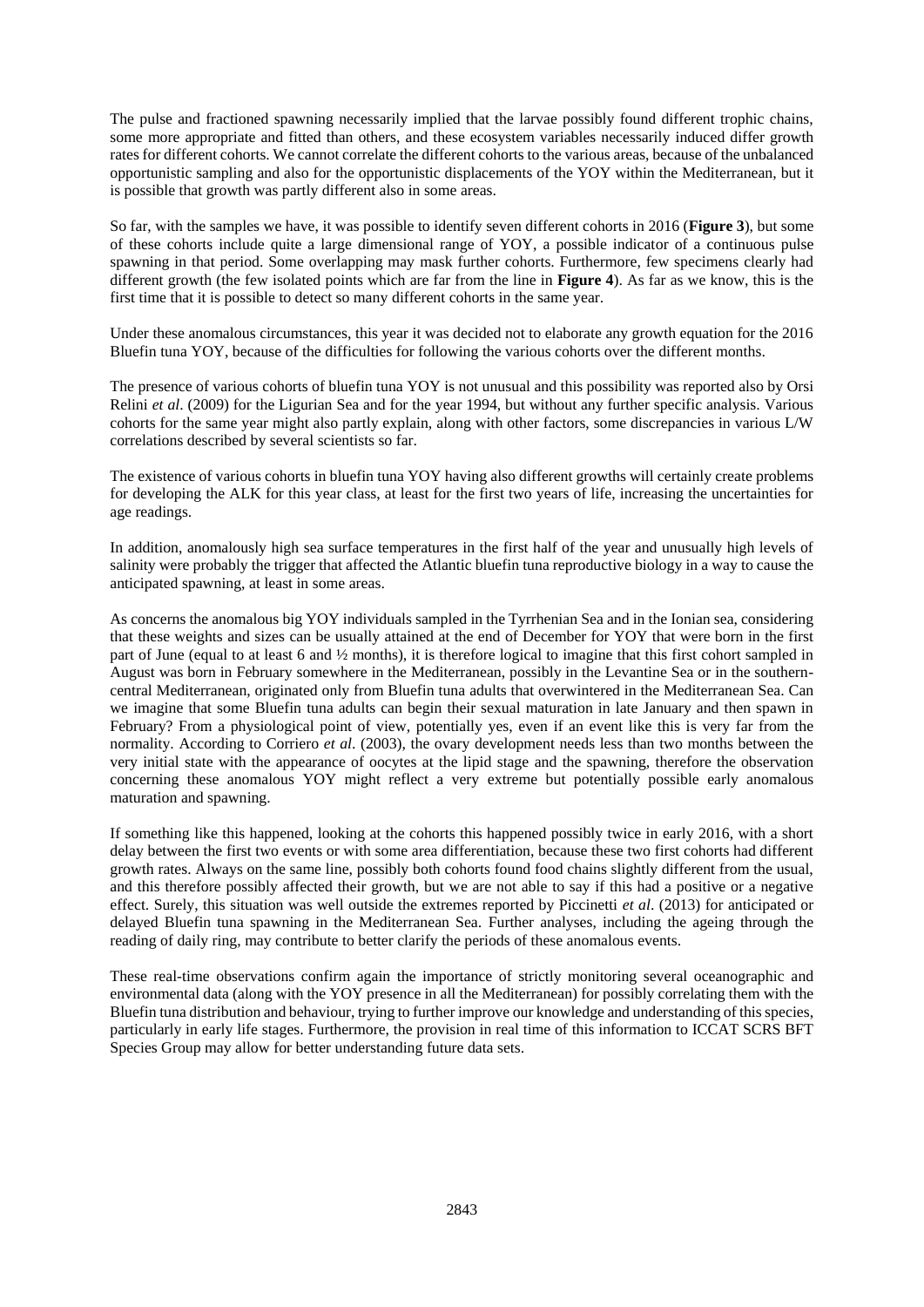The pulse and fractioned spawning necessarily implied that the larvae possibly found different trophic chains, some more appropriate and fitted than others, and these ecosystem variables necessarily induced differ growth rates for different cohorts. We cannot correlate the different cohorts to the various areas, because of the unbalanced opportunistic sampling and also for the opportunistic displacements of the YOY within the Mediterranean, but it is possible that growth was partly different also in some areas.

So far, with the samples we have, it was possible to identify seven different cohorts in 2016 (**Figure 3**), but some of these cohorts include quite a large dimensional range of YOY, a possible indicator of a continuous pulse spawning in that period. Some overlapping may mask further cohorts. Furthermore, few specimens clearly had different growth (the few isolated points which are far from the line in **Figure 4**). As far as we know, this is the first time that it is possible to detect so many different cohorts in the same year.

Under these anomalous circumstances, this year it was decided not to elaborate any growth equation for the 2016 Bluefin tuna YOY, because of the difficulties for following the various cohorts over the different months.

The presence of various cohorts of bluefin tuna YOY is not unusual and this possibility was reported also by Orsi Relini *et al*. (2009) for the Ligurian Sea and for the year 1994, but without any further specific analysis. Various cohorts for the same year might also partly explain, along with other factors, some discrepancies in various L/W correlations described by several scientists so far.

The existence of various cohorts in bluefin tuna YOY having also different growths will certainly create problems for developing the ALK for this year class, at least for the first two years of life, increasing the uncertainties for age readings.

In addition, anomalously high sea surface temperatures in the first half of the year and unusually high levels of salinity were probably the trigger that affected the Atlantic bluefin tuna reproductive biology in a way to cause the anticipated spawning, at least in some areas.

As concerns the anomalous big YOY individuals sampled in the Tyrrhenian Sea and in the Ionian sea, considering that these weights and sizes can be usually attained at the end of December for YOY that were born in the first part of June (equal to at least 6 and ½ months), it is therefore logical to imagine that this first cohort sampled in August was born in February somewhere in the Mediterranean, possibly in the Levantine Sea or in the southern-central Mediterranean, originated only from Bluefin tuna adults that overwintered in the Mediterranean Sea. Can we imagine that some Bluefin tuna adults can begin their sexual maturation in late January and then spawn in February? From a physiological point of view, potentially yes, even if an event like this is very far from the normality. According to Corriero *et al*. (2003), the ovary development needs less than two months between the very initial state with the appearance of oocytes at the lipid stage and the spawning, therefore the observation concerning these anomalous YOY might reflect a very extreme but potentially possible early anomalous maturation and spawning.

If something like this happened, looking at the cohorts this happened possibly twice in early 2016, with a short delay between the first two events or with some area differentiation, because these two first cohorts had different growth rates. Always on the same line, possibly both cohorts found food chains slightly different from the usual, and this therefore possibly affected their growth, but we are not able to say if this had a positive or a negative effect. Surely, this situation was well outside the extremes reported by Piccinetti *et al*. (2013) for anticipated or delayed Bluefin tuna spawning in the Mediterranean Sea. Further analyses, including the ageing through the reading of daily ring, may contribute to better clarify the periods of these anomalous events.

These real-time observations confirm again the importance of strictly monitoring several oceanographic and environmental data (along with the YOY presence in all the Mediterranean) for possibly correlating them with the Bluefin tuna distribution and behaviour, trying to further improve our knowledge and understanding of this species, particularly in early life stages. Furthermore, the provision in real time of this information to ICCAT SCRS BFT Species Group may allow for better understanding future data sets.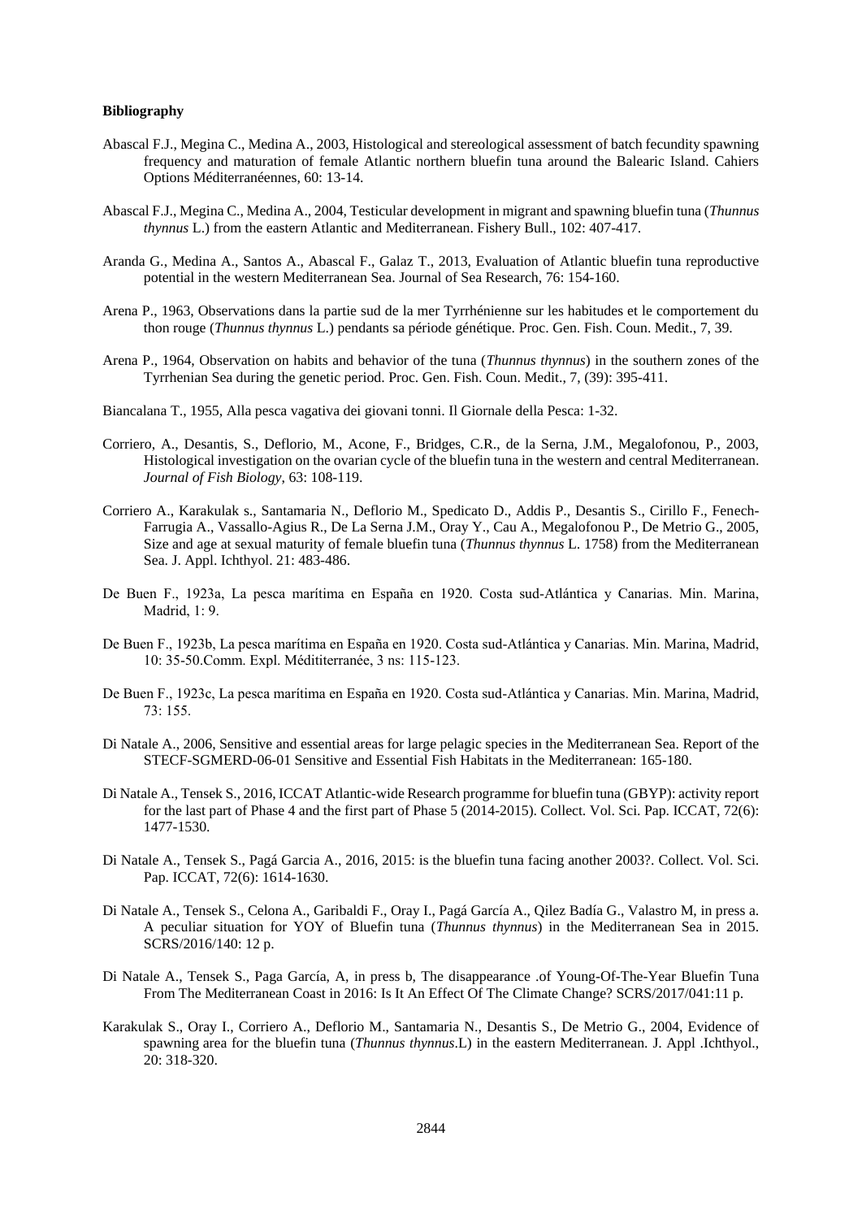**Bibliography**

Abascal F.J., Megina C., Medina A., 2003, Histological and stereological assessment of batch fecundity spawning frequency and maturation of female Atlantic northern bluefin tuna around the Balearic Island. Cahiers Options Méditerranéennes, 60: 13-14.

Abascal F.J., Megina C., Medina A., 2004, Testicular development in migrant and spawning bluefin tuna (*Thunnus thynnus* L.) from the eastern Atlantic and Mediterranean. Fishery Bull., 102: 407-417.

Aranda G., Medina A., Santos A., Abascal F., Galaz T., 2013, Evaluation of Atlantic bluefin tuna reproductive potential in the western Mediterranean Sea. Journal of Sea Research, 76: 154-160.

Arena P., 1963, Observations dans la partie sud de la mer Tyrrhénienne sur les habitudes et le comportement du thon rouge (*Thunnus thynnus* L.) pendants sa période génétique. Proc. Gen. Fish. Coun. Medit., 7, 39.

Arena P., 1964, Observation on habits and behavior of the tuna (*Thunnus thynnus*) in the southern zones of the Tyrrhenian Sea during the genetic period. Proc. Gen. Fish. Coun. Medit., 7, (39): 395-411.

Biancalana T., 1955, Alla pesca vagativa dei giovani tonni. Il Giornale della Pesca: 1-32.

Corriero, A., Desantis, S., Deflorio, M., Acone, F., Bridges, C.R., de la Serna, J.M., Megalofonou, P., 2003, Histological investigation on the ovarian cycle of the bluefin tuna in the western and central Mediterranean. *Journal of Fish Biology*, 63: 108-119.

Corriero A., Karakulak s., Santamaria N., Deflorio M., Spedicato D., Addis P., Desantis S., Cirillo F., Fenech-Farrugia A., Vassallo-Agius R., De La Serna J.M., Oray Y., Cau A., Megalofonou P., De Metrio G., 2005, Size and age at sexual maturity of female bluefin tuna (*Thunnus thynnus* L. 1758) from the Mediterranean Sea. J. Appl. Ichthyol. 21: 483-486.

De Buen F., 1923a, La pesca marítima en España en 1920. Costa sud-Atlántica y Canarias. Min. Marina, Madrid, 1: 9.

De Buen F., 1923b, La pesca marítima en España en 1920. Costa sud-Atlántica y Canarias. Min. Marina, Madrid, 10: 35-50.Comm. Expl. Médititerranée, 3 ns: 115-123.

De Buen F., 1923c, La pesca marítima en España en 1920. Costa sud-Atlántica y Canarias. Min. Marina, Madrid, 73: 155.

Di Natale A., 2006, Sensitive and essential areas for large pelagic species in the Mediterranean Sea. Report of the STECF-SGMERD-06-01 Sensitive and Essential Fish Habitats in the Mediterranean: 165-180.

Di Natale A., Tensek S., 2016, ICCAT Atlantic-wide Research programme for bluefin tuna (GBYP): activity report for the last part of Phase 4 and the first part of Phase 5 (2014-2015). Collect. Vol. Sci. Pap. ICCAT, 72(6): 1477-1530.

Di Natale A., Tensek S., Pagá Garcia A., 2016, 2015: is the bluefin tuna facing another 2003?. Collect. Vol. Sci. Pap. ICCAT, 72(6): 1614-1630.

Di Natale A., Tensek S., Celona A., Garibaldi F., Oray I., Pagá García A., Qilez Badía G., Valastro M, in press a. A peculiar situation for YOY of Bluefin tuna (*Thunnus thynnus*) in the Mediterranean Sea in 2015. SCRS/2016/140: 12 p.

Di Natale A., Tensek S., Paga García, A, in press b, The disappearance .of Young-Of-The-Year Bluefin Tuna From The Mediterranean Coast in 2016: Is It An Effect Of The Climate Change? SCRS/2017/041:11 p.

Karakulak S., Oray I., Corriero A., Deflorio M., Santamaria N., Desantis S., De Metrio G., 2004, Evidence of spawning area for the bluefin tuna (*Thunnus thynnus*.L) in the eastern Mediterranean. J. Appl .Ichthyol., 20: 318-320.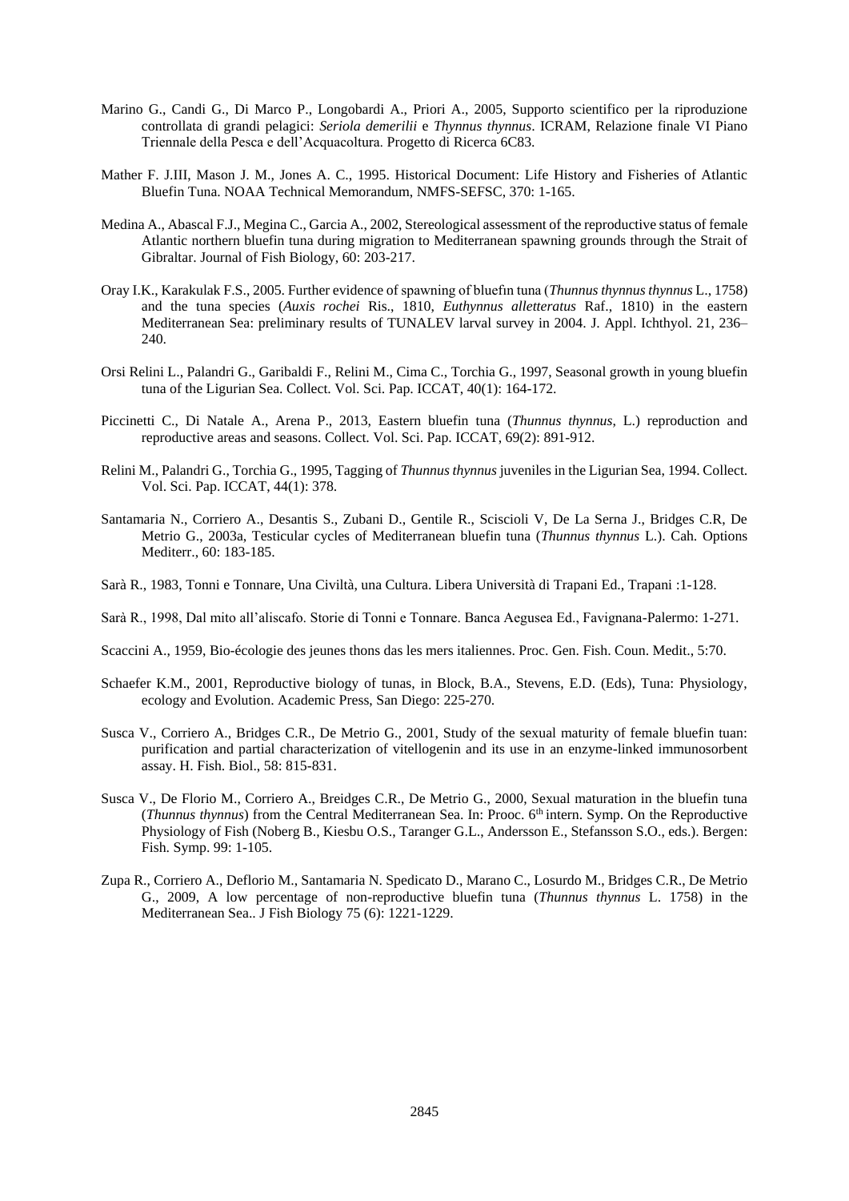Marino G., Candi G., Di Marco P., Longobardi A., Priori A., 2005, Supporto scientifico per la riproduzione controllata di grandi pelagici: *Seriola demerilii* e *Thynnus thynnus*. ICRAM, Relazione finale VI Piano Triennale della Pesca e dell'Acquacoltura. Progetto di Ricerca 6C83.

Mather F. J.III, Mason J. M., Jones A. C., 1995. Historical Document: Life History and Fisheries of Atlantic Bluefin Tuna. NOAA Technical Memorandum, NMFS-SEFSC, 370: 1-165.

Medina A., Abascal F.J., Megina C., Garcia A., 2002, Stereological assessment of the reproductive status of female Atlantic northern bluefin tuna during migration to Mediterranean spawning grounds through the Strait of Gibraltar. Journal of Fish Biology, 60: 203-217.

Oray I.K., Karakulak F.S., 2005. Further evidence of spawning of bluefin tuna (*Thunnus thynnus thynnus* L., 1758) and the tuna species (*Auxis rochei* Ris., 1810, *Euthynnus alletteratus* Raf., 1810) in the eastern Mediterranean Sea: preliminary results of TUNALEV larval survey in 2004. J. Appl. Ichthyol. 21, 236–240.

Orsi Relini L., Palandri G., Garibaldi F., Relini M., Cima C., Torchia G., 1997, Seasonal growth in young bluefin tuna of the Ligurian Sea. Collect. Vol. Sci. Pap. ICCAT, 40(1): 164-172.

Piccinetti C., Di Natale A., Arena P., 2013, Eastern bluefin tuna (*Thunnus thynnus*, L.) reproduction and reproductive areas and seasons. Collect. Vol. Sci. Pap. ICCAT, 69(2): 891-912.

Relini M., Palandri G., Torchia G., 1995, Tagging of *Thunnus thynnus* juveniles in the Ligurian Sea, 1994. Collect. Vol. Sci. Pap. ICCAT, 44(1): 378.

Santamaria N., Corriero A., Desantis S., Zubani D., Gentile R., Sciscioli V, De La Serna J., Bridges C.R, De Metrio G., 2003a, Testicular cycles of Mediterranean bluefin tuna (*Thunnus thynnus* L.). Cah. Options Mediterr., 60: 183-185.

Sarà R., 1983, Tonni e Tonnare, Una Civiltà, una Cultura. Libera Università di Trapani Ed., Trapani :1-128.

Sarà R., 1998, Dal mito all'aliscafo. Storie di Tonni e Tonnare. Banca Aegusea Ed., Favignana-Palermo: 1-271.

Scaccini A., 1959, Bio-écologie des jeunes thons das les mers italiennes. Proc. Gen. Fish. Coun. Medit., 5:70.

Schaefer K.M., 2001, Reproductive biology of tunas, in Block, B.A., Stevens, E.D. (Eds), Tuna: Physiology, ecology and Evolution. Academic Press, San Diego: 225-270.

Susca V., Corriero A., Bridges C.R., De Metrio G., 2001, Study of the sexual maturity of female bluefin tuan: purification and partial characterization of vitellogenin and its use in an enzyme-linked immunosorbent assay. H. Fish. Biol., 58: 815-831.

Susca V., De Florio M., Corriero A., Breidges C.R., De Metrio G., 2000, Sexual maturation in the bluefin tuna (*Thunnus thynnus*) from the Central Mediterranean Sea. In: Prooc. 6th intern. Symp. On the Reproductive Physiology of Fish (Noberg B., Kiesbu O.S., Taranger G.L., Andersson E., Stefansson S.O., eds.). Bergen: Fish. Symp. 99: 1-105.

Zupa R., Corriero A., Deflorio M., Santamaria N. Spedicato D., Marano C., Losurdo M., Bridges C.R., De Metrio G., 2009, A low percentage of non-reproductive bluefin tuna (*Thunnus thynnus* L. 1758) in the Mediterranean Sea.. J Fish Biology 75 (6): 1221-1229.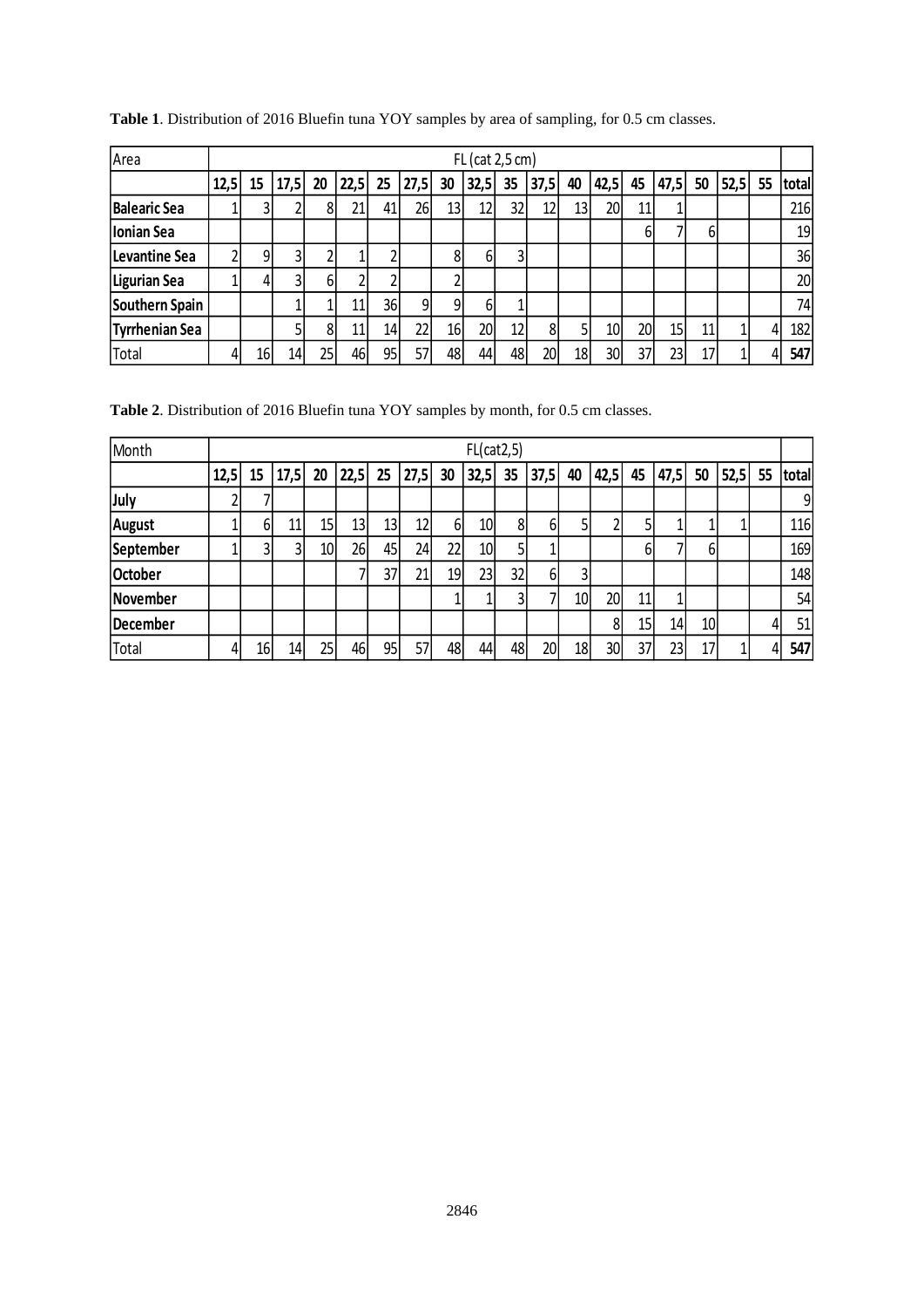**Table 1**. Distribution of 2016 Bluefin tuna YOY samples by area of sampling, for 0.5 cm classes.

| Area | FL (cat 2,5 cm) | | | | | | | | | | | | | | | | | | |
|---|---|---|---|---|---|---|---|---|---|---|---|---|---|---|---|---|---|---|---|
| | 12,5 | 15 | 17,5 | 20 | 22,5 | 25 | 27,5 | 30 | 32,5 | 35 | 37,5 | 40 | 42,5 | 45 | 47,5 | 50 | 52,5 | 55 | total |
| **Balearic Sea** | 1 | 3 | 2 | 8 | 21 | 41 | 26 | 13 | 12 | 32 | 12 | 13 | 20 | 11 | 1 | | | | 216 |
| **Ionian Sea** | | | | | | | | | | | | | | 6 | 7 | 6 | | | 19 |
| **Levantine Sea** | 2 | 9 | 3 | 2 | 1 | 2 | | 8 | 6 | 3 | | | | | | | | | 36 |
| **Ligurian Sea** | 1 | 4 | 3 | 6 | 2 | 2 | | 2 | | | | | | | | | | | 20 |
| **Southern Spain** | | | 1 | 1 | 11 | 36 | 9 | 9 | 6 | 1 | | | | | | | | | 74 |
| **Tyrrhenian Sea** | | | 5 | 8 | 11 | 14 | 22 | 16 | 20 | 12 | 8 | 5 | 10 | 20 | 15 | 11 | 1 | 4 | 182 |
| Total | 4 | 16 | 14 | 25 | 46 | 95 | 57 | 48 | 44 | 48 | 20 | 18 | 30 | 37 | 23 | 17 | 1 | 4 | **547** |

**Table 2**. Distribution of 2016 Bluefin tuna YOY samples by month, for 0.5 cm classes.

| Month | FL(cat2,5) | | | | | | | | | | | | | | | | | | |
|---|---|---|---|---|---|---|---|---|---|---|---|---|---|---|---|---|---|---|---|
| | 12,5 | 15 | 17,5 | 20 | 22,5 | 25 | 27,5 | 30 | 32,5 | 35 | 37,5 | 40 | 42,5 | 45 | 47,5 | 50 | 52,5 | 55 | total |
| **July** | 2 | 7 | | | | | | | | | | | | | | | | | 9 |
| **August** | 1 | 6 | 11 | 15 | 13 | 13 | 12 | 6 | 10 | 8 | 6 | 5 | 2 | 5 | 1 | 1 | 1 | | 116 |
| **September** | 1 | 3 | 3 | 10 | 26 | 45 | 24 | 22 | 10 | 5 | 1 | | | 6 | 7 | 6 | | | 169 |
| **October** | | | | | 7 | 37 | 21 | 19 | 23 | 32 | 6 | 3 | | | | | | | 148 |
| **November** | | | | | | | | 1 | 1 | 3 | 7 | 10 | 20 | 11 | 1 | | | | 54 |
| **December** | | | | | | | | | | | | | 8 | 15 | 14 | 10 | | 4 | 51 |
| Total | 4 | 16 | 14 | 25 | 46 | 95 | 57 | 48 | 44 | 48 | 20 | 18 | 30 | 37 | 23 | 17 | 1 | 4 | **547** |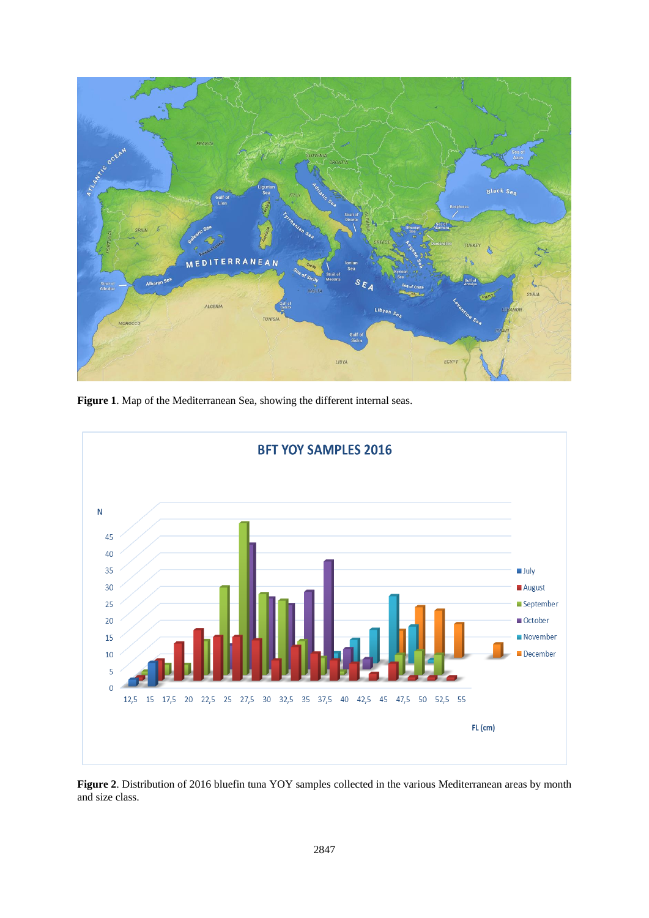**Figure 1**. Map of the Mediterranean Sea, showing the different internal seas.

**Figure 2**. Distribution of 2016 bluefin tuna YOY samples collected in the various Mediterranean areas by month and size class.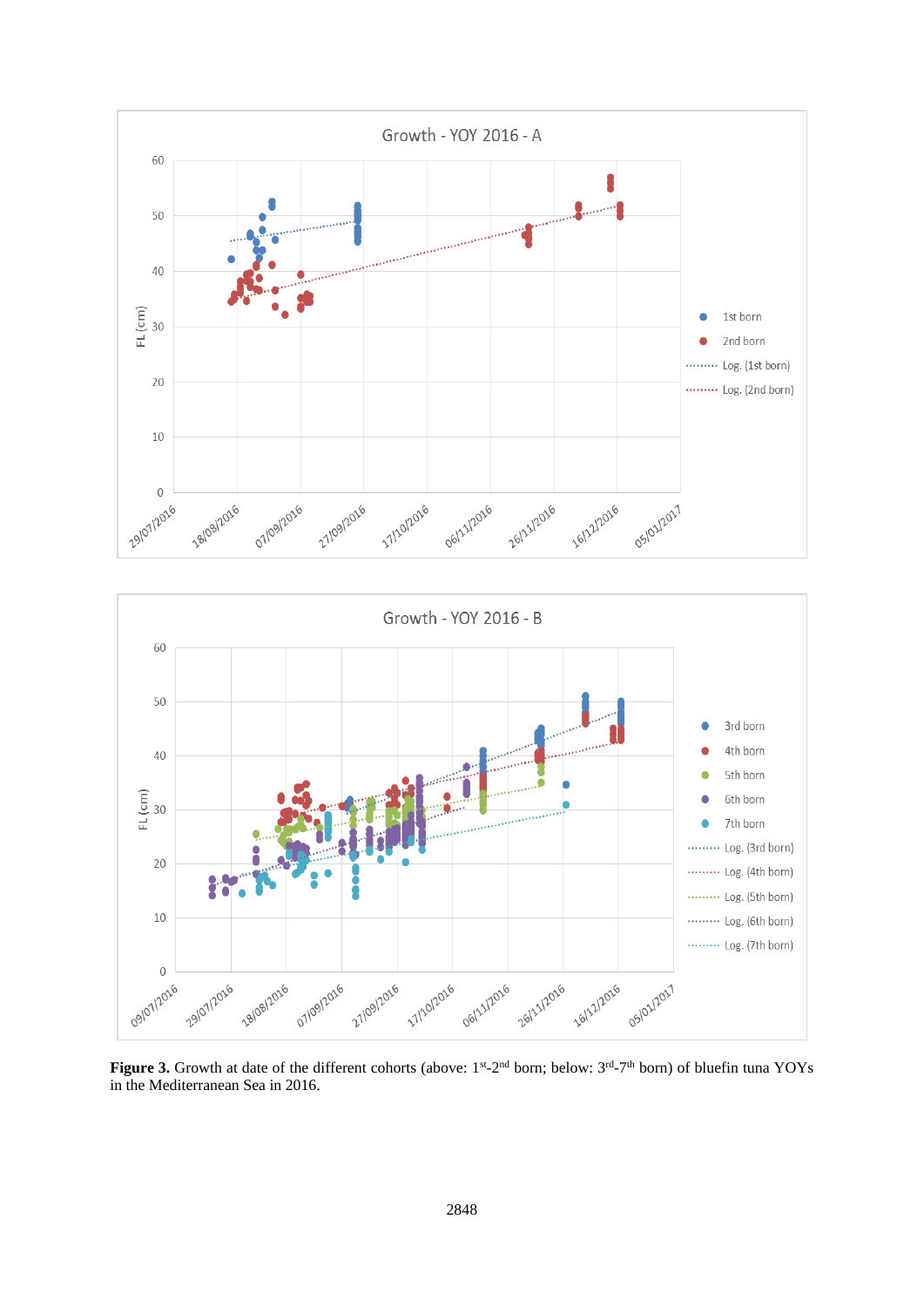**Figure 3.** Growth at date of the different cohorts (above: 1st-2nd born; below: 3rd-7th born) of bluefin tuna YOYs in the Mediterranean Sea in 2016.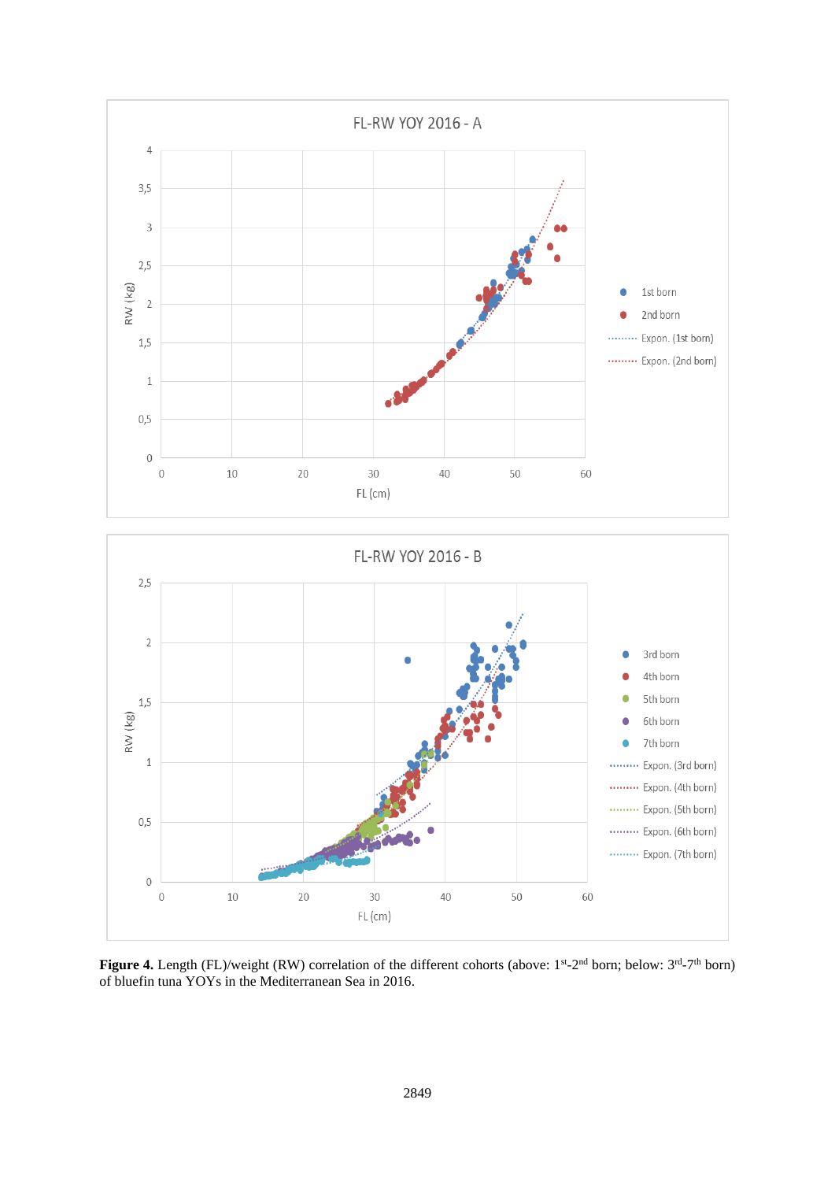FL-RW YOY 2016 - A

RW (kg)

4
3,5
3
2,5
2
1,5
1
0,5
0

0 10 20 30 40 50 60

FL (cm)

1st born
2nd born
Expon. (1st born)
Expon. (2nd born)

FL-RW YOY 2016 - B

RW (kg)

2,5
2
1,5
1
0,5
0

0 10 20 30 40 50 60

FL (cm)

3rd born
4th born
5th born
6th born
7th born
Expon. (3rd born)
Expon. (4th born)
Expon. (5th born)
Expon. (6th born)
Expon. (7th born)

**Figure 4.** Length (FL)/weight (RW) correlation of the different cohorts (above: 1st-2nd born; below: 3rd-7th born) of bluefin tuna YOYs in the Mediterranean Sea in 2016.